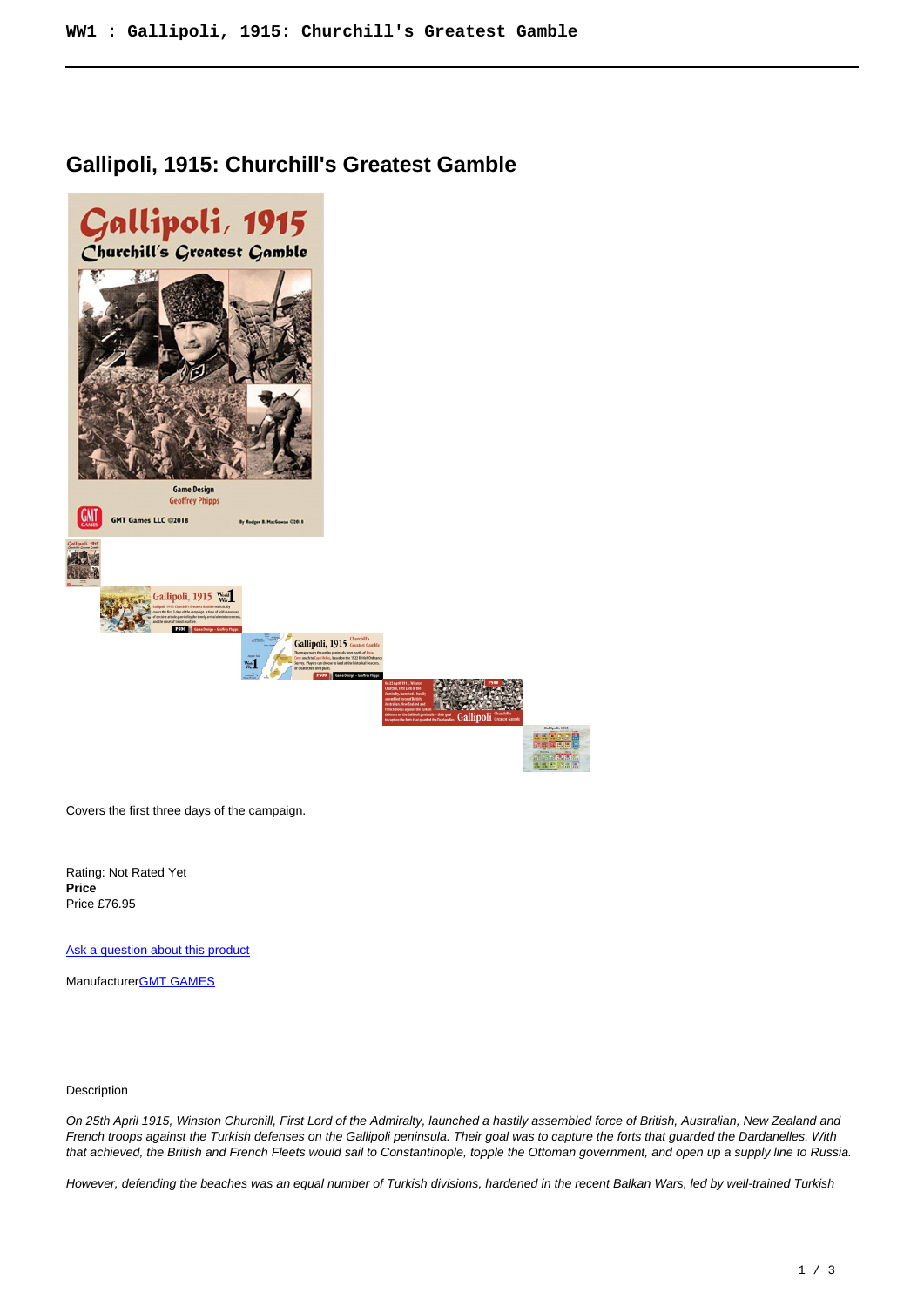# Gallipoli, 1915: Churchill's Greatest Gamble

Covers the first three days of the campaign.

Rating: Not Rated Yet

**Price**

Price £76.95

[Ask a question about this product]

Manufacturer[GMT GAMES]

Description

*On 25th April 1915, Winston Churchill, First Lord of the Admiralty, launched a hastily assembled force of British, Australian, New Zealand and French troops against the Turkish defenses on the Gallipoli peninsula. Their goal was to capture the forts that guarded the Dardanelles. With that achieved, the British and French Fleets would sail to Constantinople, topple the Ottoman government, and open up a supply line to Russia.*

*However, defending the beaches was an equal number of Turkish divisions, hardened in the recent Balkan Wars, led by well-trained Turkish*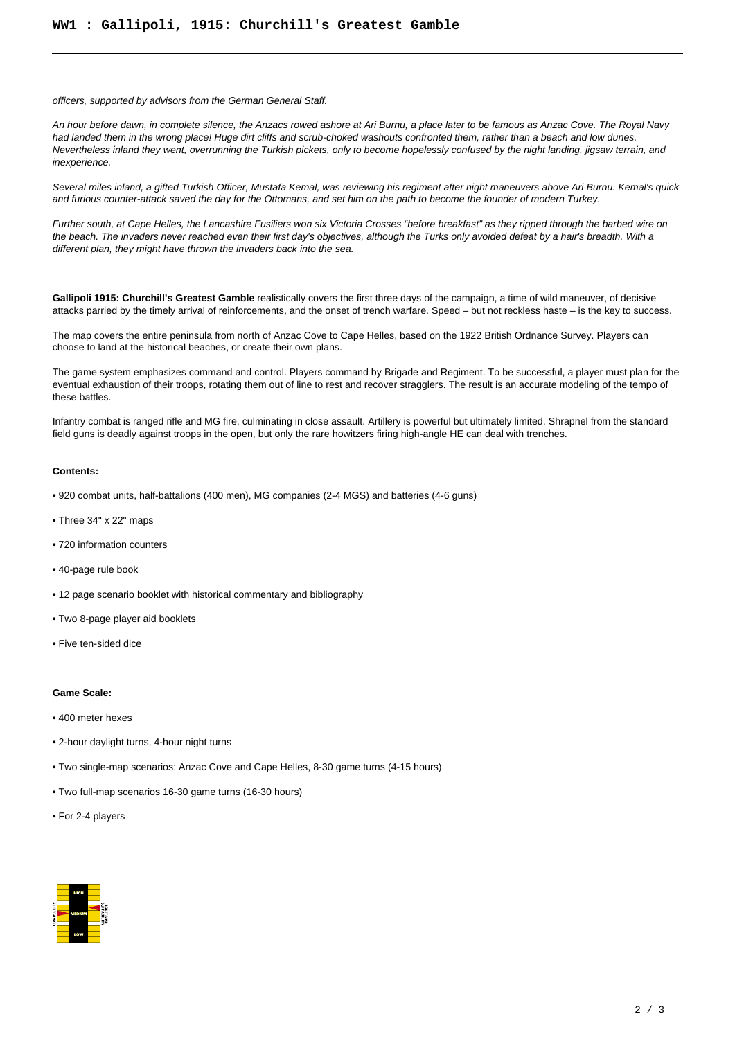*officers, supported by advisors from the German General Staff.*

*An hour before dawn, in complete silence, the Anzacs rowed ashore at Ari Burnu, a place later to be famous as Anzac Cove. The Royal Navy had landed them in the wrong place! Huge dirt cliffs and scrub-choked washouts confronted them, rather than a beach and low dunes. Nevertheless inland they went, overrunning the Turkish pickets, only to become hopelessly confused by the night landing, jigsaw terrain, and inexperience.*

*Several miles inland, a gifted Turkish Officer, Mustafa Kemal, was reviewing his regiment after night maneuvers above Ari Burnu. Kemal's quick and furious counter-attack saved the day for the Ottomans, and set him on the path to become the founder of modern Turkey.*

*Further south, at Cape Helles, the Lancashire Fusiliers won six Victoria Crosses "before breakfast" as they ripped through the barbed wire on the beach. The invaders never reached even their first day's objectives, although the Turks only avoided defeat by a hair's breadth. With a different plan, they might have thrown the invaders back into the sea.*

**Gallipoli 1915: Churchill's Greatest Gamble** realistically covers the first three days of the campaign, a time of wild maneuver, of decisive attacks parried by the timely arrival of reinforcements, and the onset of trench warfare. Speed – but not reckless haste – is the key to success.

The map covers the entire peninsula from north of Anzac Cove to Cape Helles, based on the 1922 British Ordnance Survey. Players can choose to land at the historical beaches, or create their own plans.

The game system emphasizes command and control. Players command by Brigade and Regiment. To be successful, a player must plan for the eventual exhaustion of their troops, rotating them out of line to rest and recover stragglers. The result is an accurate modeling of the tempo of these battles.

Infantry combat is ranged rifle and MG fire, culminating in close assault. Artillery is powerful but ultimately limited. Shrapnel from the standard field guns is deadly against troops in the open, but only the rare howitzers firing high-angle HE can deal with trenches.

**Contents:**

- 920 combat units, half-battalions (400 men), MG companies (2-4 MGS) and batteries (4-6 guns)
- Three 34" x 22" maps
- 720 information counters
- 40-page rule book
- 12 page scenario booklet with historical commentary and bibliography
- Two 8-page player aid booklets
- Five ten-sided dice

**Game Scale:**

- 400 meter hexes
- 2-hour daylight turns, 4-hour night turns
- Two single-map scenarios: Anzac Cove and Cape Helles, 8-30 game turns (4-15 hours)
- Two full-map scenarios 16-30 game turns (16-30 hours)
- For 2-4 players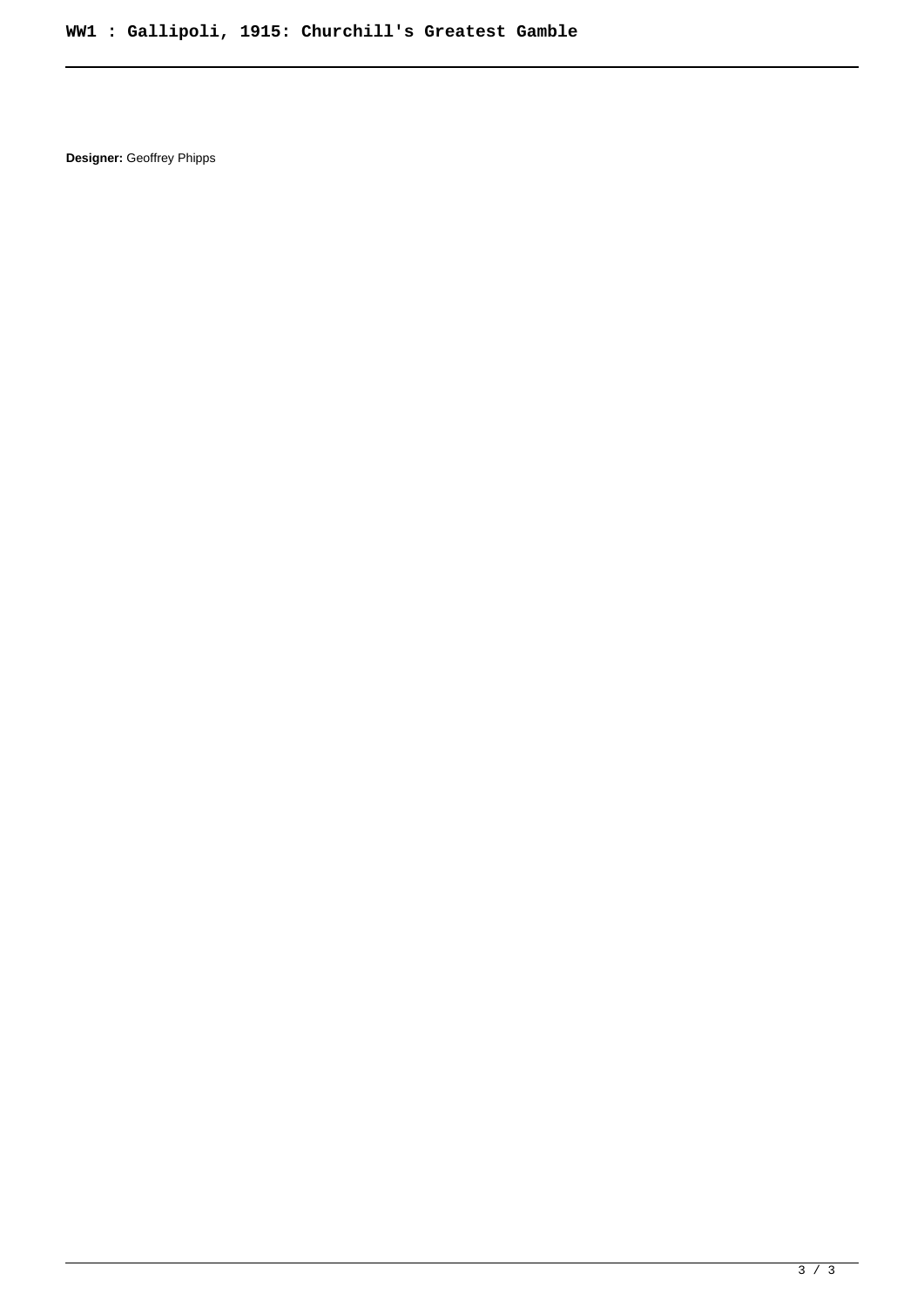**Designer:** Geoffrey Phipps